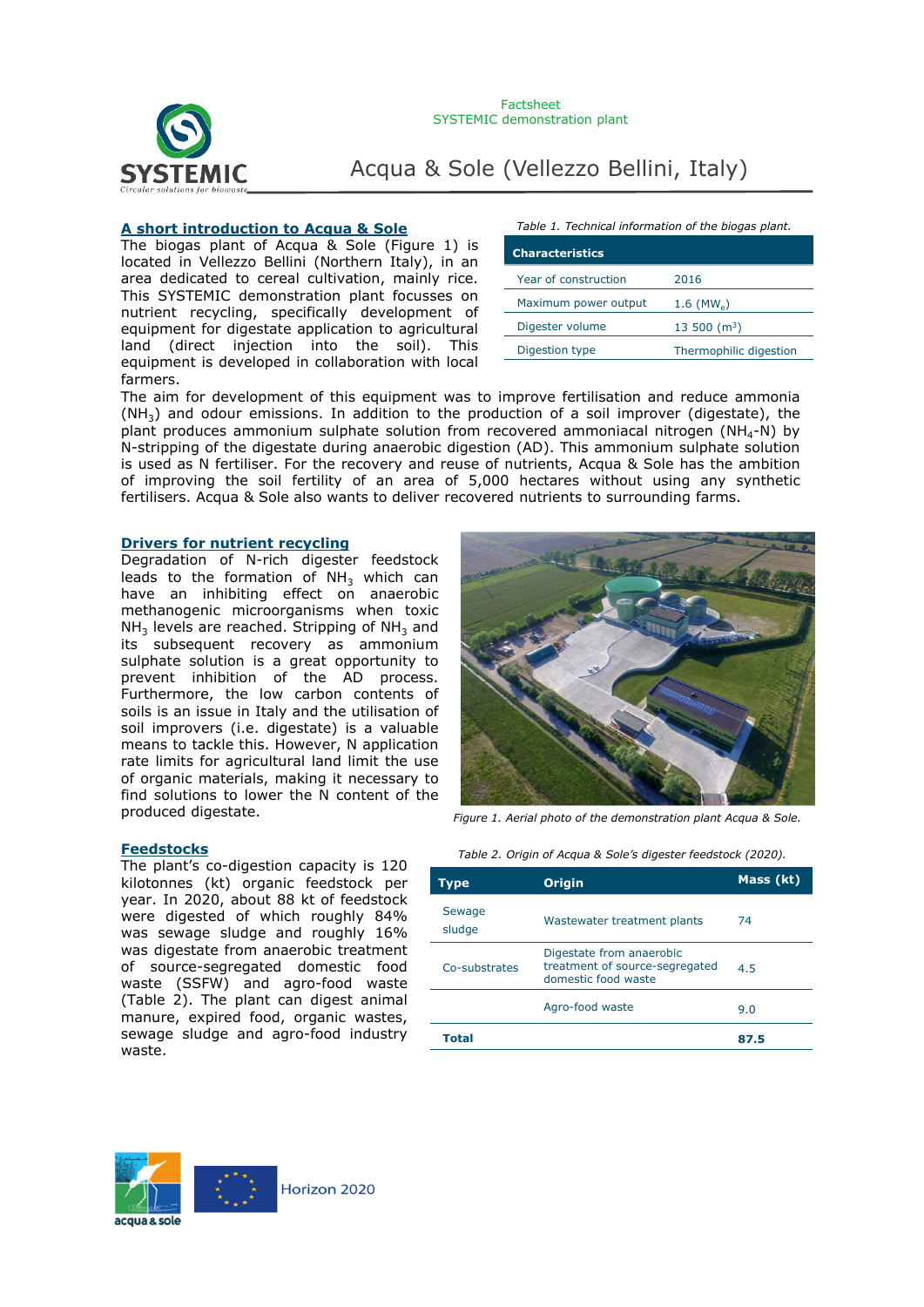Factsheet
SYSTEMIC demonstration plant

# Acqua & Sole (Vellezzo Bellini, Italy)

## A short introduction to Acqua & Sole

The biogas plant of Acqua & Sole (Figure 1) is located in Vellezzo Bellini (Northern Italy), in an area dedicated to cereal cultivation, mainly rice. This SYSTEMIC demonstration plant focusses on nutrient recycling, specifically development of equipment for digestate application to agricultural land (direct injection into the soil). This equipment is developed in collaboration with local farmers.

*Table 1. Technical information of the biogas plant.*

| Characteristics | |
|---|---|
| Year of construction | 2016 |
| Maximum power output | 1.6 ($MW_e$) |
| Digester volume | 13 500 ($m^3$) |
| Digestion type | Thermophilic digestion |

The aim for development of this equipment was to improve fertilisation and reduce ammonia ($NH_3$) and odour emissions. In addition to the production of a soil improver (digestate), the plant produces ammonium sulphate solution from recovered ammoniacal nitrogen ($NH_4$-N) by N-stripping of the digestate during anaerobic digestion (AD). This ammonium sulphate solution is used as N fertiliser. For the recovery and reuse of nutrients, Acqua & Sole has the ambition of improving the soil fertility of an area of 5,000 hectares without using any synthetic fertilisers. Acqua & Sole also wants to deliver recovered nutrients to surrounding farms.

## Drivers for nutrient recycling

Degradation of N-rich digester feedstock leads to the formation of $NH_3$ which can have an inhibiting effect on anaerobic methanogenic microorganisms when toxic $NH_3$ levels are reached. Stripping of $NH_3$ and its subsequent recovery as ammonium sulphate solution is a great opportunity to prevent inhibition of the AD process. Furthermore, the low carbon contents of soils is an issue in Italy and the utilisation of soil improvers (i.e. digestate) is a valuable means to tackle this. However, N application rate limits for agricultural land limit the use of organic materials, making it necessary to find solutions to lower the N content of the produced digestate.

*Figure 1. Aerial photo of the demonstration plant Acqua & Sole.*

## Feedstocks

The plant's co-digestion capacity is 120 kilotonnes (kt) organic feedstock per year. In 2020, about 88 kt of feedstock were digested of which roughly 84% was sewage sludge and roughly 16% was digestate from anaerobic treatment of source-segregated domestic food waste (SSFW) and agro-food waste (Table 2). The plant can digest animal manure, expired food, organic wastes, sewage sludge and agro-food industry waste.

*Table 2. Origin of Acqua & Sole's digester feedstock (2020).*

| Type | Origin | Mass (kt) |
|---|---|---|
| Sewage sludge | Wastewater treatment plants | 74 |
| Co-substrates | Digestate from anaerobic treatment of source-segregated domestic food waste | 4.5 |
| | Agro-food waste | 9.0 |
| **Total** | | **87.5** |

acqua & sole

Horizon 2020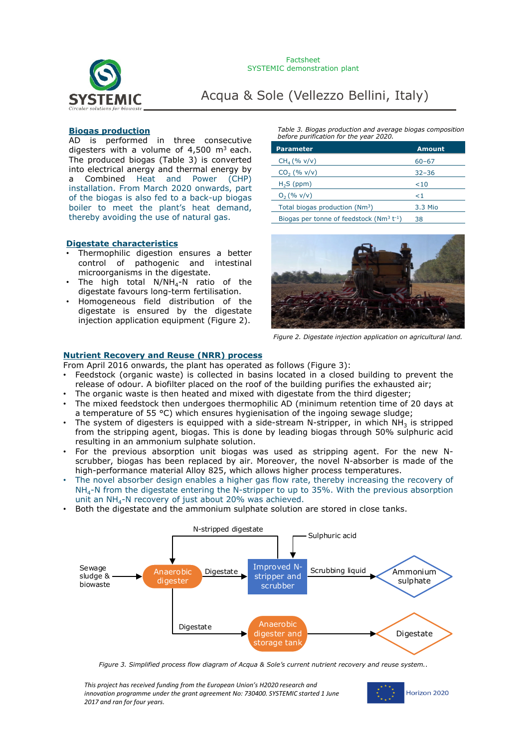## Biogas production

AD is performed in three consecutive digesters with a volume of 4,500 m$^3$ each. The produced biogas (Table 3) is converted into electrical anergy and thermal energy by a Combined Heat and Power (CHP) installation. From March 2020 onwards, part of the biogas is also fed to a back-up biogas boiler to meet the plant's heat demand, thereby avoiding the use of natural gas.

*Table 3. Biogas production and average biogas composition before purification for the year 2020.*

| Parameter | Amount |
|---|---|
| $CH_4$ (% v/v) | 60–67 |
| $CO_2$ (% v/v) | 32–36 |
| $H_2S$ (ppm) | <10 |
| $O_2$ (% v/v) | <1 |
| Total biogas production (Nm$^3$) | 3.3 Mio |
| Biogas per tonne of feedstock (Nm$^3$ t$^{-1}$) | 38 |

## Digestate characteristics

- Thermophilic digestion ensures a better control of pathogenic and intestinal microorganisms in the digestate.
- The high total N/$NH_4$-N ratio of the digestate favours long-term fertilisation.
- Homogeneous field distribution of the digestate is ensured by the digestate injection application equipment (Figure 2).

*Figure 2. Digestate injection application on agricultural land.*

## Nutrient Recovery and Reuse (NRR) process

From April 2016 onwards, the plant has operated as follows (Figure 3):

- Feedstock (organic waste) is collected in basins located in a closed building to prevent the release of odour. A biofilter placed on the roof of the building purifies the exhausted air;
- The organic waste is then heated and mixed with digestate from the third digester;
- The mixed feedstock then undergoes thermophilic AD (minimum retention time of 20 days at a temperature of 55 °C) which ensures hygienisation of the ingoing sewage sludge;
- The system of digesters is equipped with a side-stream N-stripper, in which $NH_3$ is stripped from the stripping agent, biogas. This is done by leading biogas through 50% sulphuric acid resulting in an ammonium sulphate solution.
- For the previous absorption unit biogas was used as stripping agent. For the new N-scrubber, biogas has been replaced by air. Moreover, the novel N-absorber is made of the high-performance material Alloy 825, which allows higher process temperatures.
- The novel absorber design enables a higher gas flow rate, thereby increasing the recovery of $NH_4$-N from the digestate entering the N-stripper to up to 35%. With the previous absorption unit an $NH_4$-N recovery of just about 20% was achieved.
- Both the digestate and the ammonium sulphate solution are stored in close tanks.

Sewage sludge & biowaste → Anaerobic digester → Digestate → Improved N-stripper and scrubber → Scrubbing liquid → Ammonium sulphate

Improved N-stripper and scrubber → N-stripped digestate → Anaerobic digester

Sulphuric acid → Improved N-stripper and scrubber

Anaerobic digester → Digestate → Anaerobic digester and storage tank → Digestate

*Figure 3. Simplified process flow diagram of Acqua & Sole's current nutrient recovery and reuse system..*

*This project has received funding from the European Union's H2020 research and innovation programme under the grant agreement No: 730400. SYSTEMIC started 1 June 2017 and ran for four years.*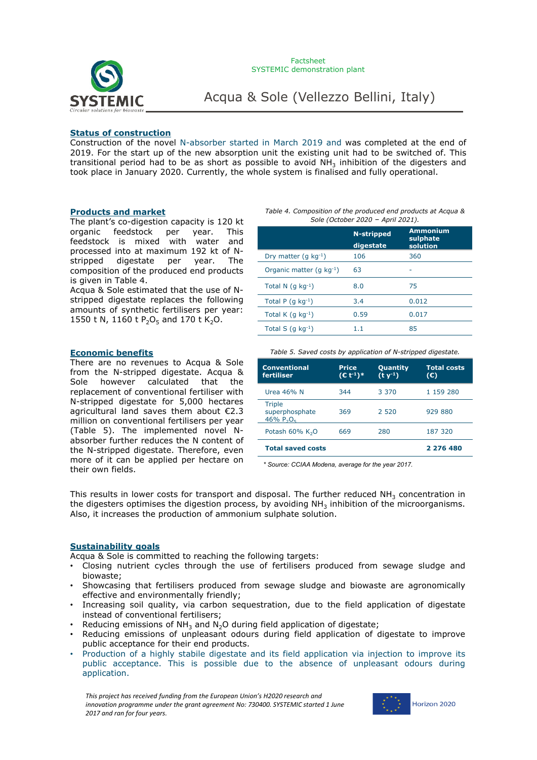Factsheet
SYSTEMIC demonstration plant

# Acqua & Sole (Vellezzo Bellini, Italy)

## Status of construction

Construction of the novel N-absorber started in March 2019 and was completed at the end of 2019. For the start up of the new absorption unit the existing unit had to be switched of. This transitional period had to be as short as possible to avoid $NH_3$ inhibition of the digesters and took place in January 2020. Currently, the whole system is finalised and fully operational.

## Products and market

The plant's co-digestion capacity is 120 kt organic feedstock per year. This feedstock is mixed with water and processed into at maximum 192 kt of N-stripped digestate per year. The composition of the produced end products is given in Table 4.

Acqua & Sole estimated that the use of N-stripped digestate replaces the following amounts of synthetic fertilisers per year: 1550 t N, 1160 t $P_2O_5$ and 170 t $K_2O$.

*Table 4. Composition of the produced end products at Acqua & Sole (October 2020 – April 2021).*

| | N-stripped digestate | Ammonium sulphate solution |
|---|---|---|
| Dry matter (g kg$^{-1}$) | 106 | 360 |
| Organic matter (g kg$^{-1}$) | 63 | - |
| Total N (g kg$^{-1}$) | 8.0 | 75 |
| Total P (g kg$^{-1}$) | 3.4 | 0.012 |
| Total K (g kg$^{-1}$) | 0.59 | 0.017 |
| Total S (g kg$^{-1}$) | 1.1 | 85 |

## Economic benefits

There are no revenues to Acqua & Sole from the N-stripped digestate. Acqua & Sole however calculated that the replacement of conventional fertiliser with N-stripped digestate for 5,000 hectares agricultural land saves them about €2.3 million on conventional fertilisers per year (Table 5). The implemented novel N-absorber further reduces the N content of the N-stripped digestate. Therefore, even more of it can be applied per hectare on their own fields.

*Table 5. Saved costs by application of N-stripped digestate.*

| Conventional fertiliser | Price (€ t$^{-1}$)* | Quantity (t y$^{-1}$) | Total costs (€) |
|---|---|---|---|
| Urea 46% N | 344 | 3 370 | 1 159 280 |
| Triple superphosphate 46% $P_2O_5$ | 369 | 2 520 | 929 880 |
| Potash 60% $K_2O$ | 669 | 280 | 187 320 |
| **Total saved costs** | | | **2 276 480** |

*\* Source: CCIAA Modena, average for the year 2017.*

This results in lower costs for transport and disposal. The further reduced $NH_3$ concentration in the digesters optimises the digestion process, by avoiding $NH_3$ inhibition of the microorganisms. Also, it increases the production of ammonium sulphate solution.

## Sustainability goals

Acqua & Sole is committed to reaching the following targets:

- Closing nutrient cycles through the use of fertilisers produced from sewage sludge and biowaste;
- Showcasing that fertilisers produced from sewage sludge and biowaste are agronomically effective and environmentally friendly;
- Increasing soil quality, via carbon sequestration, due to the field application of digestate instead of conventional fertilisers;
- Reducing emissions of $NH_3$ and $N_2O$ during field application of digestate;
- Reducing emissions of unpleasant odours during field application of digestate to improve public acceptance for their end products.
- Production of a highly stable digestate and its field application via injection to improve its public acceptance. This is possible due to the absence of unpleasant odours during application.

*This project has received funding from the European Union's H2020 research and innovation programme under the grant agreement No: 730400. SYSTEMIC started 1 June 2017 and ran for four years.*

Horizon 2020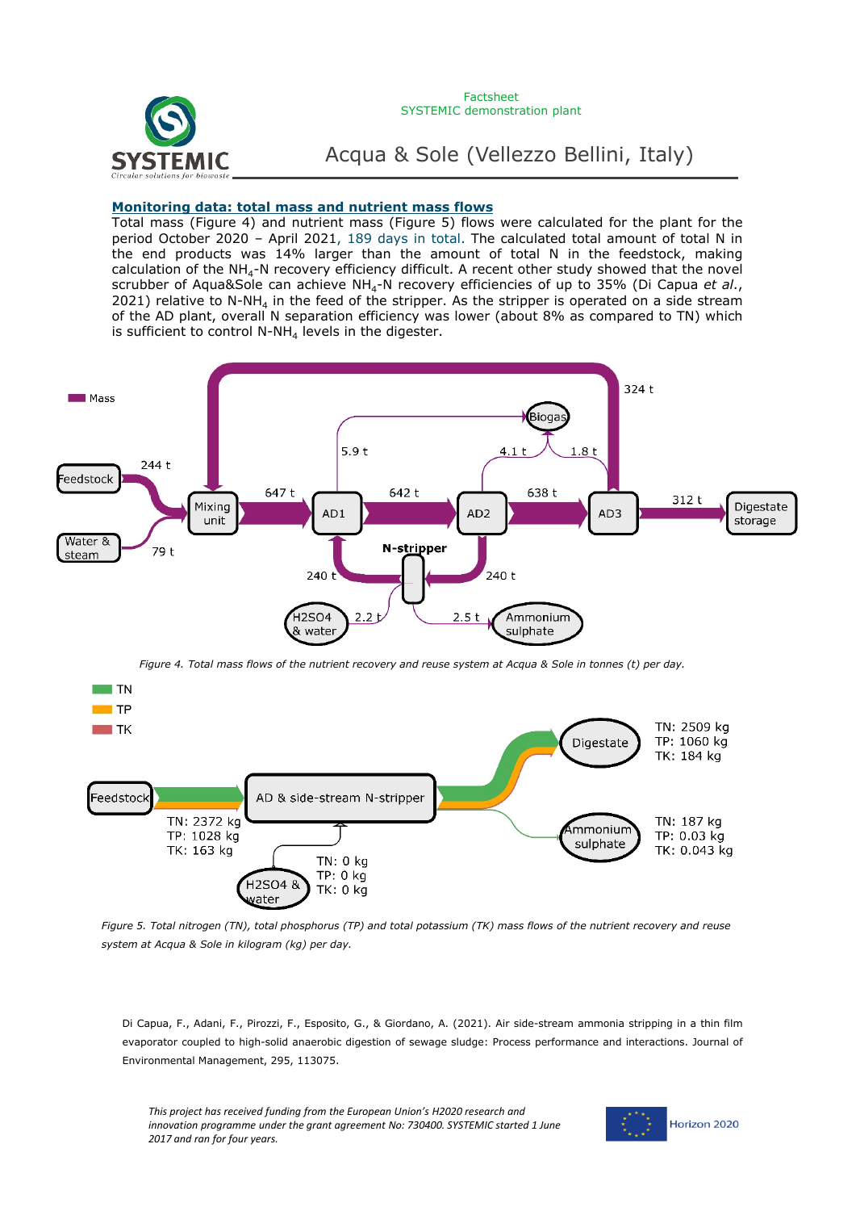## Monitoring data: total mass and nutrient mass flows

Total mass (Figure 4) and nutrient mass (Figure 5) flows were calculated for the plant for the period October 2020 – April 2021, 189 days in total. The calculated total amount of total N in the end products was 14% larger than the amount of total N in the feedstock, making calculation of the $NH_4$-N recovery efficiency difficult. A recent other study showed that the novel scrubber of Aqua&Sole can achieve $NH_4$-N recovery efficiencies of up to 35% (Di Capua *et al.*, 2021) relative to N-$NH_4$ in the feed of the stripper. As the stripper is operated on a side stream of the AD plant, overall N separation efficiency was lower (about 8% as compared to TN) which is sufficient to control N-$NH_4$ levels in the digester.

*Figure 4. Total mass flows of the nutrient recovery and reuse system at Acqua & Sole in tonnes (t) per day.*

*Figure 5. Total nitrogen (TN), total phosphorus (TP) and total potassium (TK) mass flows of the nutrient recovery and reuse system at Acqua & Sole in kilogram (kg) per day.*

Di Capua, F., Adani, F., Pirozzi, F., Esposito, G., & Giordano, A. (2021). Air side-stream ammonia stripping in a thin film evaporator coupled to high-solid anaerobic digestion of sewage sludge: Process performance and interactions. Journal of Environmental Management, 295, 113075.

*This project has received funding from the European Union's H2020 research and innovation programme under the grant agreement No: 730400. SYSTEMIC started 1 June 2017 and ran for four years.*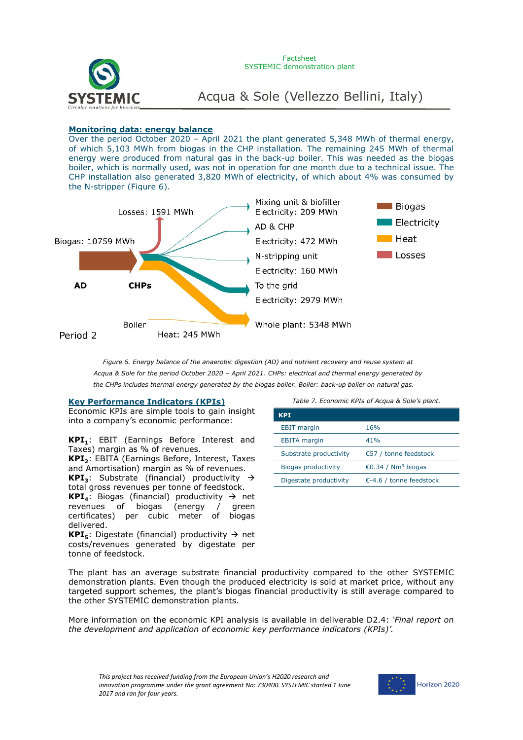Factsheet
SYSTEMIC demonstration plant

# Acqua & Sole (Vellezzo Bellini, Italy)

## Monitoring data: energy balance

Over the period October 2020 – April 2021 the plant generated 5,348 MWh of thermal energy, of which 5,103 MWh from biogas in the CHP installation. The remaining 245 MWh of thermal energy were produced from natural gas in the back-up boiler. This was needed as the biogas boiler, which is normally used, was not in operation for one month due to a technical issue. The CHP installation also generated 3,820 MWh of electricity, of which about 4% was consumed by the N-stripper (Figure 6).

Losses: 1591 MWh
Biogas: 10759 MWh
AD
CHPs
Boiler
Period 2
Heat: 245 MWh
Mixing unit & biofilter
Electricity: 209 MWh
AD & CHP
Electricity: 472 MWh
N-stripping unit
Electricity: 160 MWh
To the grid
Electricity: 2979 MWh
Whole plant: 5348 MWh
Biogas
Electricity
Heat
Losses

*Figure 6. Energy balance of the anaerobic digestion (AD) and nutrient recovery and reuse system at Acqua & Sole for the period October 2020 – April 2021. CHPs: electrical and thermal energy generated by the CHPs includes thermal energy generated by the biogas boiler. Boiler: back-up boiler on natural gas.*

## Key Performance Indicators (KPIs)

Economic KPIs are simple tools to gain insight into a company's economic performance:

**$KPI_1$**: EBIT (Earnings Before Interest and Taxes) margin as % of revenues.
**$KPI_2$**: EBITA (Earnings Before, Interest, Taxes and Amortisation) margin as % of revenues.
**$KPI_3$**: Substrate (financial) productivity → total gross revenues per tonne of feedstock.
**$KPI_4$**: Biogas (financial) productivity → net revenues of biogas (energy / green certificates) per cubic meter of biogas delivered.
**$KPI_5$**: Digestate (financial) productivity → net costs/revenues generated by digestate per tonne of feedstock.

*Table 7. Economic KPIs of Acqua & Sole's plant.*

| KPI | |
|---|---|
| EBIT margin | 16% |
| EBITA margin | 41% |
| Substrate productivity | €57 / tonne feedstock |
| Biogas productivity | €0.34 / Nm³ biogas |
| Digestate productivity | €-4.6 / tonne feedstock |

The plant has an average substrate financial productivity compared to the other SYSTEMIC demonstration plants. Even though the produced electricity is sold at market price, without any targeted support schemes, the plant's biogas financial productivity is still average compared to the other SYSTEMIC demonstration plants.

More information on the economic KPI analysis is available in deliverable D2.4: *'Final report on the development and application of economic key performance indicators (KPIs)'.*

*This project has received funding from the European Union's H2020 research and innovation programme under the grant agreement No: 730400. SYSTEMIC started 1 June 2017 and ran for four years.*

Horizon 2020